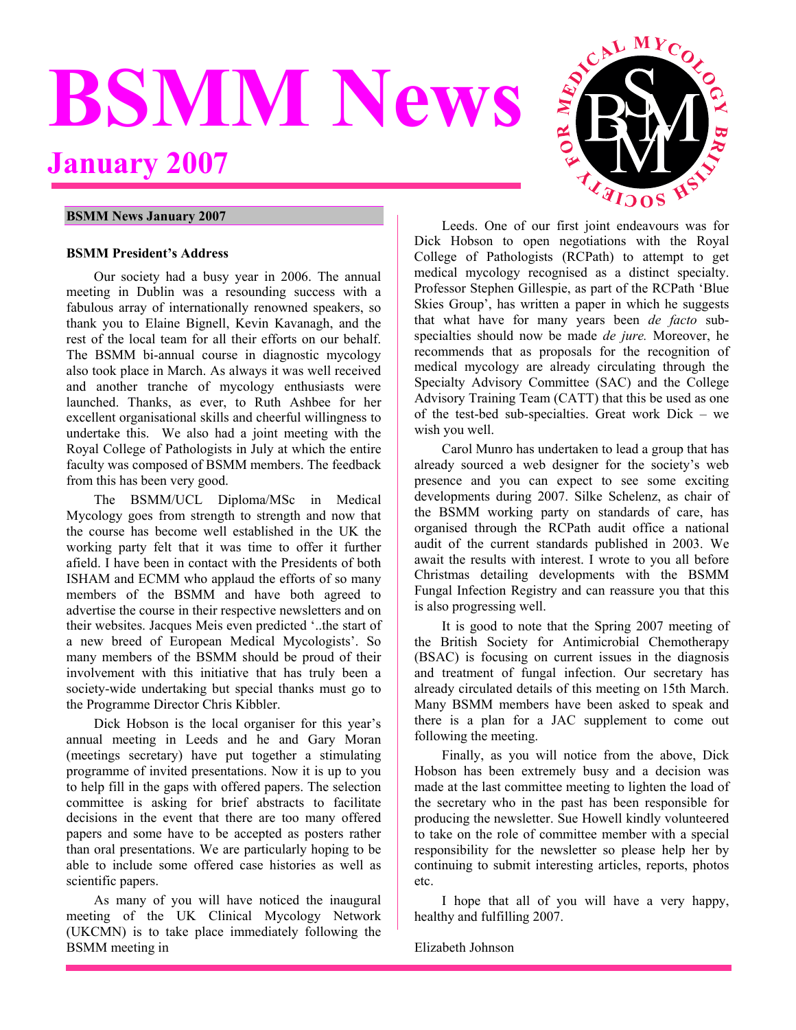# BSMM News

## January 2007

**BSMM News January 2007**

### BSMM President's Address

Our society had a busy year in 2006. The annual meeting in Dublin was a resounding success with a fabulous array of internationally renowned speakers, so thank you to Elaine Bignell, Kevin Kavanagh, and the rest of the local team for all their efforts on our behalf. The BSMM bi-annual course in diagnostic mycology also took place in March. As always it was well received and another tranche of mycology enthusiasts were launched. Thanks, as ever, to Ruth Ashbee for her excellent organisational skills and cheerful willingness to undertake this. We also had a joint meeting with the Royal College of Pathologists in July at which the entire faculty was composed of BSMM members. The feedback from this has been very good.

The BSMM/UCL Diploma/MSc in Medical Mycology goes from strength to strength and now that the course has become well established in the UK the working party felt that it was time to offer it further afield. I have been in contact with the Presidents of both ISHAM and ECMM who applaud the efforts of so many members of the BSMM and have both agreed to advertise the course in their respective newsletters and on their websites. Jacques Meis even predicted '..the start of a new breed of European Medical Mycologists'. So many members of the BSMM should be proud of their involvement with this initiative that has truly been a society-wide undertaking but special thanks must go to the Programme Director Chris Kibbler.

Dick Hobson is the local organiser for this year's annual meeting in Leeds and he and Gary Moran (meetings secretary) have put together a stimulating programme of invited presentations. Now it is up to you to help fill in the gaps with offered papers. The selection committee is asking for brief abstracts to facilitate decisions in the event that there are too many offered papers and some have to be accepted as posters rather than oral presentations. We are particularly hoping to be able to include some offered case histories as well as scientific papers.

As many of you will have noticed the inaugural meeting of the UK Clinical Mycology Network (UKCMN) is to take place immediately following the BSMM meeting in Leeds. One of our first joint endeavours was for Dick Hobson to open negotiations with the Royal College of Pathologists (RCPath) to attempt to get medical mycology recognised as a distinct specialty. Professor Stephen Gillespie, as part of the RCPath 'Blue Skies Group', has written a paper in which he suggests that what have for many years been *de facto* sub-specialties should now be made *de jure.* Moreover, he recommends that as proposals for the recognition of medical mycology are already circulating through the Specialty Advisory Committee (SAC) and the College Advisory Training Team (CATT) that this be used as one of the test-bed sub-specialties. Great work Dick – we wish you well.

Carol Munro has undertaken to lead a group that has already sourced a web designer for the society's web presence and you can expect to see some exciting developments during 2007. Silke Schelenz, as chair of the BSMM working party on standards of care, has organised through the RCPath audit office a national audit of the current standards published in 2003. We await the results with interest. I wrote to you all before Christmas detailing developments with the BSMM Fungal Infection Registry and can reassure you that this is also progressing well.

It is good to note that the Spring 2007 meeting of the British Society for Antimicrobial Chemotherapy (BSAC) is focusing on current issues in the diagnosis and treatment of fungal infection. Our secretary has already circulated details of this meeting on 15th March. Many BSMM members have been asked to speak and there is a plan for a JAC supplement to come out following the meeting.

Finally, as you will notice from the above, Dick Hobson has been extremely busy and a decision was made at the last committee meeting to lighten the load of the secretary who in the past has been responsible for producing the newsletter. Sue Howell kindly volunteered to take on the role of committee member with a special responsibility for the newsletter so please help her by continuing to submit interesting articles, reports, photos etc.

I hope that all of you will have a very happy, healthy and fulfilling 2007.

Elizabeth Johnson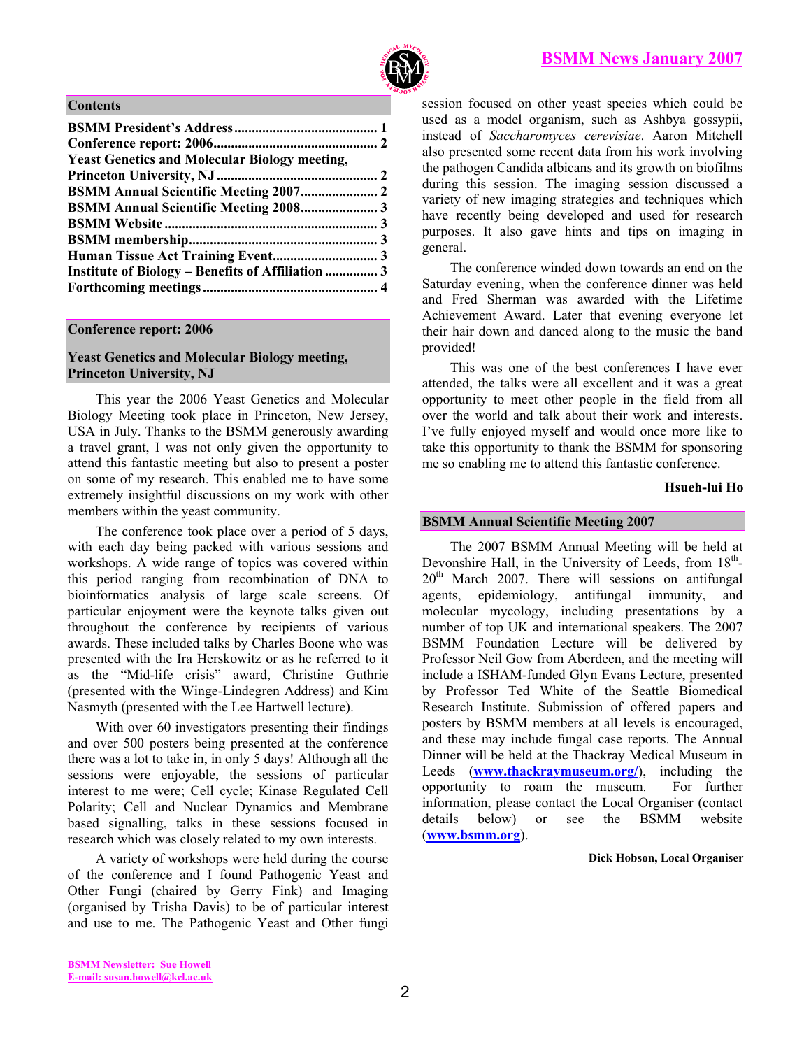## Contents

**BSMM President's Address........................................ 1**
**Conference report: 2006.............................................. 2**
**Yeast Genetics and Molecular Biology meeting, Princeton University, NJ ............................................ 2**
**BSMM Annual Scientific Meeting 2007...................... 2**
**BSMM Annual Scientific Meeting 2008...................... 3**
**BSMM Website ............................................................ 3**
**BSMM membership..................................................... 3**
**Human Tissue Act Training Event............................. 3**
**Institute of Biology – Benefits of Affiliation ............... 3**
**Forthcoming meetings ................................................. 4**

## Conference report: 2006

### Yeast Genetics and Molecular Biology meeting, Princeton University, NJ

This year the 2006 Yeast Genetics and Molecular Biology Meeting took place in Princeton, New Jersey, USA in July. Thanks to the BSMM generously awarding a travel grant, I was not only given the opportunity to attend this fantastic meeting but also to present a poster on some of my research. This enabled me to have some extremely insightful discussions on my work with other members within the yeast community.

The conference took place over a period of 5 days, with each day being packed with various sessions and workshops. A wide range of topics was covered within this period ranging from recombination of DNA to bioinformatics analysis of large scale screens. Of particular enjoyment were the keynote talks given out throughout the conference by recipients of various awards. These included talks by Charles Boone who was presented with the Ira Herskowitz or as he referred to it as the "Mid-life crisis" award, Christine Guthrie (presented with the Winge-Lindegren Address) and Kim Nasmyth (presented with the Lee Hartwell lecture).

With over 60 investigators presenting their findings and over 500 posters being presented at the conference there was a lot to take in, in only 5 days! Although all the sessions were enjoyable, the sessions of particular interest to me were; Cell cycle; Kinase Regulated Cell Polarity; Cell and Nuclear Dynamics and Membrane based signalling, talks in these sessions focused in research which was closely related to my own interests.

A variety of workshops were held during the course of the conference and I found Pathogenic Yeast and Other Fungi (chaired by Gerry Fink) and Imaging (organised by Trisha Davis) to be of particular interest and use to me. The Pathogenic Yeast and Other fungi session focused on other yeast species which could be used as a model organism, such as Ashbya gossypii, instead of *Saccharomyces cerevisiae*. Aaron Mitchell also presented some recent data from his work involving the pathogen Candida albicans and its growth on biofilms during this session. The imaging session discussed a variety of new imaging strategies and techniques which have recently being developed and used for research purposes. It also gave hints and tips on imaging in general.

The conference winded down towards an end on the Saturday evening, when the conference dinner was held and Fred Sherman was awarded with the Lifetime Achievement Award. Later that evening everyone let their hair down and danced along to the music the band provided!

This was one of the best conferences I have ever attended, the talks were all excellent and it was a great opportunity to meet other people in the field from all over the world and talk about their work and interests. I've fully enjoyed myself and would once more like to take this opportunity to thank the BSMM for sponsoring me so enabling me to attend this fantastic conference.

**Hsueh-lui Ho**

## BSMM Annual Scientific Meeting 2007

The 2007 BSMM Annual Meeting will be held at Devonshire Hall, in the University of Leeds, from 18th-20th March 2007. There will sessions on antifungal agents, epidemiology, antifungal immunity, and molecular mycology, including presentations by a number of top UK and international speakers. The 2007 BSMM Foundation Lecture will be delivered by Professor Neil Gow from Aberdeen, and the meeting will include a ISHAM-funded Glyn Evans Lecture, presented by Professor Ted White of the Seattle Biomedical Research Institute. Submission of offered papers and posters by BSMM members at all levels is encouraged, and these may include fungal case reports. The Annual Dinner will be held at the Thackray Medical Museum in Leeds (**www.thackraymuseum.org/**), including the opportunity to roam the museum. For further information, please contact the Local Organiser (contact details below) or see the BSMM website (**www.bsmm.org**).

**Dick Hobson, Local Organiser**

**BSMM Newsletter: Sue Howell**
**E-mail: susan.howell@kcl.ac.uk**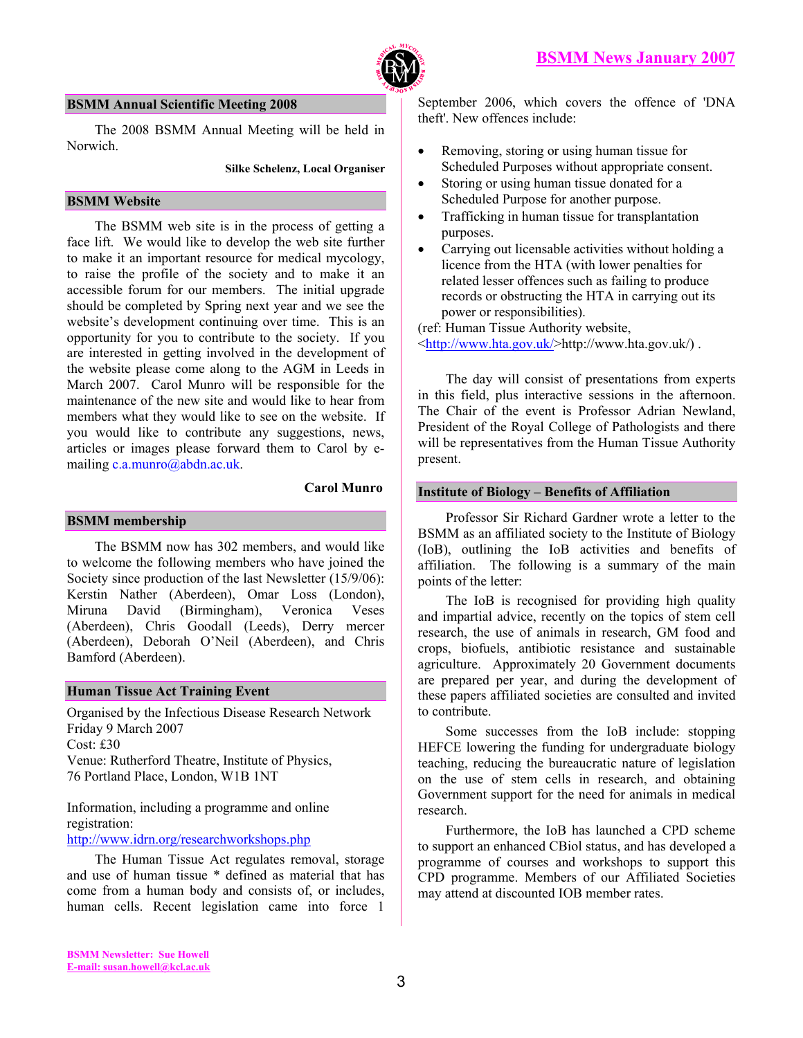## BSMM Annual Scientific Meeting 2008

The 2008 BSMM Annual Meeting will be held in Norwich.

**Silke Schelenz, Local Organiser**

## BSMM Website

The BSMM web site is in the process of getting a face lift. We would like to develop the web site further to make it an important resource for medical mycology, to raise the profile of the society and to make it an accessible forum for our members. The initial upgrade should be completed by Spring next year and we see the website's development continuing over time. This is an opportunity for you to contribute to the society. If you are interested in getting involved in the development of the website please come along to the AGM in Leeds in March 2007. Carol Munro will be responsible for the maintenance of the new site and would like to hear from members what they would like to see on the website. If you would like to contribute any suggestions, news, articles or images please forward them to Carol by e-mailing c.a.munro@abdn.ac.uk.

**Carol Munro**

## BSMM membership

The BSMM now has 302 members, and would like to welcome the following members who have joined the Society since production of the last Newsletter (15/9/06): Kerstin Nather (Aberdeen), Omar Loss (London), Miruna David (Birmingham), Veronica Veses (Aberdeen), Chris Goodall (Leeds), Derry mercer (Aberdeen), Deborah O'Neil (Aberdeen), and Chris Bamford (Aberdeen).

## Human Tissue Act Training Event

Organised by the Infectious Disease Research Network
Friday 9 March 2007
Cost: £30
Venue: Rutherford Theatre, Institute of Physics, 76 Portland Place, London, W1B 1NT

Information, including a programme and online registration:
http://www.idrn.org/researchworkshops.php

The Human Tissue Act regulates removal, storage and use of human tissue * defined as material that has come from a human body and consists of, or includes, human cells. Recent legislation came into force 1 September 2006, which covers the offence of 'DNA theft'. New offences include:

- Removing, storing or using human tissue for Scheduled Purposes without appropriate consent.
- Storing or using human tissue donated for a Scheduled Purpose for another purpose.
- Trafficking in human tissue for transplantation purposes.
- Carrying out licensable activities without holding a licence from the HTA (with lower penalties for related lesser offences such as failing to produce records or obstructing the HTA in carrying out its power or responsibilities).

(ref: Human Tissue Authority website, <http://www.hta.gov.uk/>http://www.hta.gov.uk/) .

The day will consist of presentations from experts in this field, plus interactive sessions in the afternoon. The Chair of the event is Professor Adrian Newland, President of the Royal College of Pathologists and there will be representatives from the Human Tissue Authority present.

## Institute of Biology – Benefits of Affiliation

Professor Sir Richard Gardner wrote a letter to the BSMM as an affiliated society to the Institute of Biology (IoB), outlining the IoB activities and benefits of affiliation. The following is a summary of the main points of the letter:

The IoB is recognised for providing high quality and impartial advice, recently on the topics of stem cell research, the use of animals in research, GM food and crops, biofuels, antibiotic resistance and sustainable agriculture. Approximately 20 Government documents are prepared per year, and during the development of these papers affiliated societies are consulted and invited to contribute.

Some successes from the IoB include: stopping HEFCE lowering the funding for undergraduate biology teaching, reducing the bureaucratic nature of legislation on the use of stem cells in research, and obtaining Government support for the need for animals in medical research.

Furthermore, the IoB has launched a CPD scheme to support an enhanced CBiol status, and has developed a programme of courses and workshops to support this CPD programme. Members of our Affiliated Societies may attend at discounted IOB member rates.

**BSMM Newsletter: Sue Howell**
**E-mail: susan.howell@kcl.ac.uk**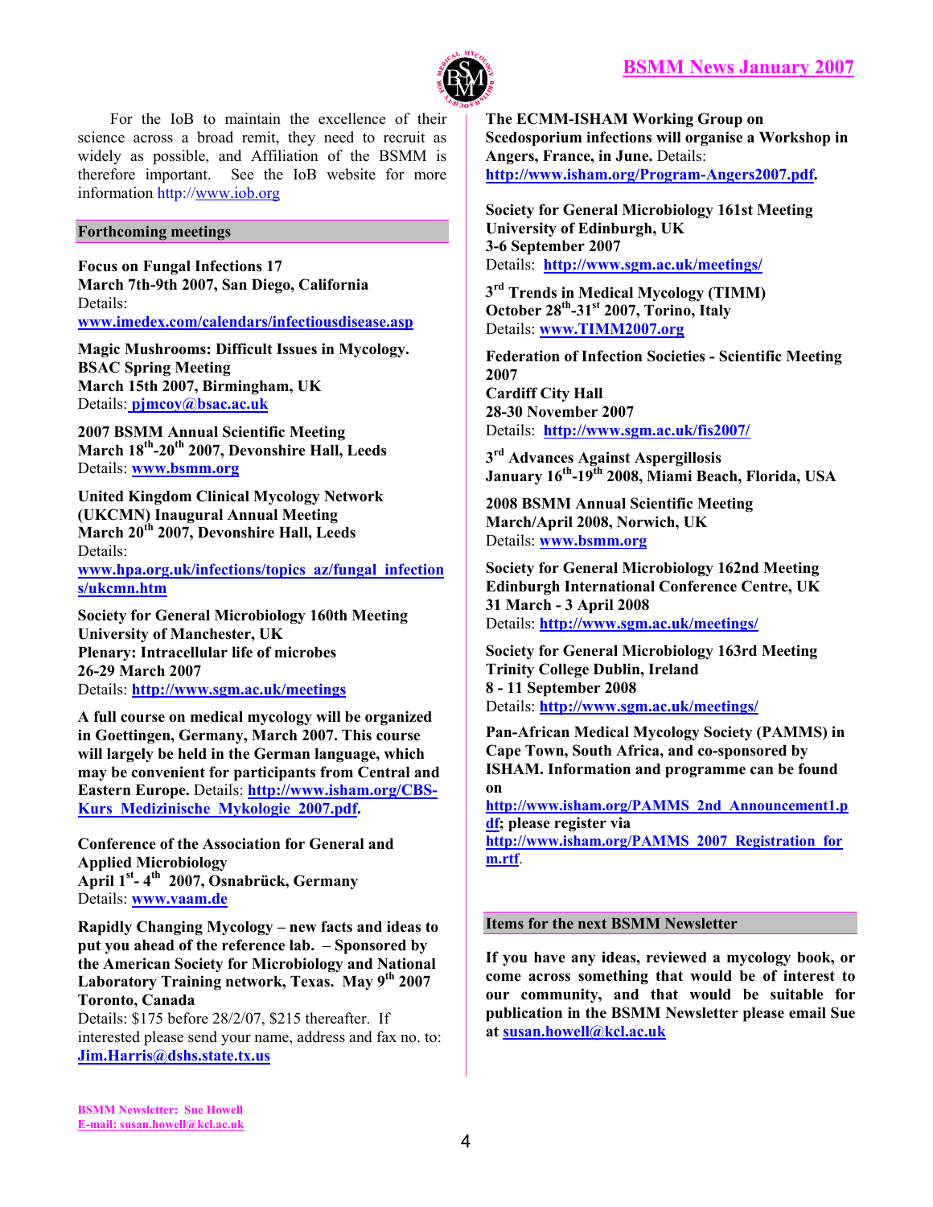For the IoB to maintain the excellence of their science across a broad remit, they need to recruit as widely as possible, and Affiliation of the BSMM is therefore important. See the IoB website for more information http://www.iob.org

## Forthcoming meetings

**Focus on Fungal Infections 17**
**March 7th-9th 2007, San Diego, California**
Details:
**www.imedex.com/calendars/infectiousdisease.asp**

**Magic Mushrooms: Difficult Issues in Mycology. BSAC Spring Meeting**
**March 15th 2007, Birmingham, UK**
Details: **pjmcoy@bsac.ac.uk**

**2007 BSMM Annual Scientific Meeting**
**March 18th-20th 2007, Devonshire Hall, Leeds**
Details: **www.bsmm.org**

**United Kingdom Clinical Mycology Network (UKCMN) Inaugural Annual Meeting**
**March 20th 2007, Devonshire Hall, Leeds**
Details:
**www.hpa.org.uk/infections/topics_az/fungal_infections/ukcmn.htm**

**Society for General Microbiology 160th Meeting**
**University of Manchester, UK**
**Plenary: Intracellular life of microbes**
**26-29 March 2007**
Details: **http://www.sgm.ac.uk/meetings**

**A full course on medical mycology will be organized in Goettingen, Germany, March 2007. This course will largely be held in the German language, which may be convenient for participants from Central and Eastern Europe.** Details: **http://www.isham.org/CBS-Kurs_Medizinische_Mykologie_2007.pdf.**

**Conference of the Association for General and Applied Microbiology**
**April 1st- 4th 2007, Osnabrück, Germany**
Details: **www.vaam.de**

**Rapidly Changing Mycology – new facts and ideas to put you ahead of the reference lab. – Sponsored by the American Society for Microbiology and National Laboratory Training network, Texas. May 9th 2007 Toronto, Canada**
Details: $175 before 28/2/07, $215 thereafter. If interested please send your name, address and fax no. to: **Jim.Harris@dshs.state.tx.us**

**The ECMM-ISHAM Working Group on Scedosporium infections will organise a Workshop in Angers, France, in June.** Details: **http://www.isham.org/Program-Angers2007.pdf.**

**Society for General Microbiology 161st Meeting**
**University of Edinburgh, UK**
**3-6 September 2007**
Details: **http://www.sgm.ac.uk/meetings/**

**3rd Trends in Medical Mycology (TIMM)**
**October 28th-31st 2007, Torino, Italy**
Details: **www.TIMM2007.org**

**Federation of Infection Societies - Scientific Meeting 2007**
**Cardiff City Hall**
**28-30 November 2007**
Details: **http://www.sgm.ac.uk/fis2007/**

**3rd Advances Against Aspergillosis**
**January 16th-19th 2008, Miami Beach, Florida, USA**

**2008 BSMM Annual Scientific Meeting**
**March/April 2008, Norwich, UK**
Details: **www.bsmm.org**

**Society for General Microbiology 162nd Meeting**
**Edinburgh International Conference Centre, UK**
**31 March - 3 April 2008**
Details: **http://www.sgm.ac.uk/meetings/**

**Society for General Microbiology 163rd Meeting**
**Trinity College Dublin, Ireland**
**8 - 11 September 2008**
Details: **http://www.sgm.ac.uk/meetings/**

**Pan-African Medical Mycology Society (PAMMS) in Cape Town, South Africa, and co-sponsored by ISHAM. Information and programme can be found on**
**http://www.isham.org/PAMMS_2nd_Announcement1.pdf**; please register via
**http://www.isham.org/PAMMS_2007_Registration_form.rtf.**

## Items for the next BSMM Newsletter

**If you have any ideas, reviewed a mycology book, or come across something that would be of interest to our community, and that would be suitable for publication in the BSMM Newsletter please email Sue at susan.howell@kcl.ac.uk**